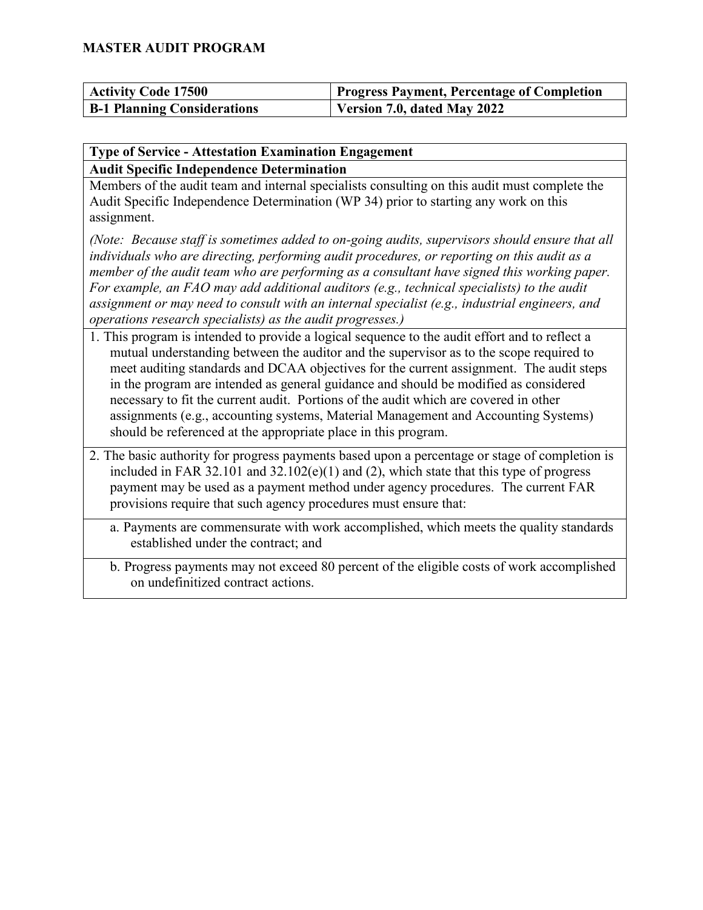# MASTER AUDIT PROGRAM

| Activity Code 17500 | Progress Payment, Percentage of Completion |
|---|---|
| **B-1 Planning Considerations** | **Version 7.0, dated May 2022** |

**Type of Service - Attestation Examination Engagement**

**Audit Specific Independence Determination**

Members of the audit team and internal specialists consulting on this audit must complete the Audit Specific Independence Determination (WP 34) prior to starting any work on this assignment.

*(Note: Because staff is sometimes added to on-going audits, supervisors should ensure that all individuals who are directing, performing audit procedures, or reporting on this audit as a member of the audit team who are performing as a consultant have signed this working paper. For example, an FAO may add additional auditors (e.g., technical specialists) to the audit assignment or may need to consult with an internal specialist (e.g., industrial engineers, and operations research specialists) as the audit progresses.)*

1. This program is intended to provide a logical sequence to the audit effort and to reflect a mutual understanding between the auditor and the supervisor as to the scope required to meet auditing standards and DCAA objectives for the current assignment. The audit steps in the program are intended as general guidance and should be modified as considered necessary to fit the current audit. Portions of the audit which are covered in other assignments (e.g., accounting systems, Material Management and Accounting Systems) should be referenced at the appropriate place in this program.

2. The basic authority for progress payments based upon a percentage or stage of completion is included in FAR 32.101 and 32.102(e)(1) and (2), which state that this type of progress payment may be used as a payment method under agency procedures. The current FAR provisions require that such agency procedures must ensure that:

   a. Payments are commensurate with work accomplished, which meets the quality standards established under the contract; and

   b. Progress payments may not exceed 80 percent of the eligible costs of work accomplished on undefinitized contract actions.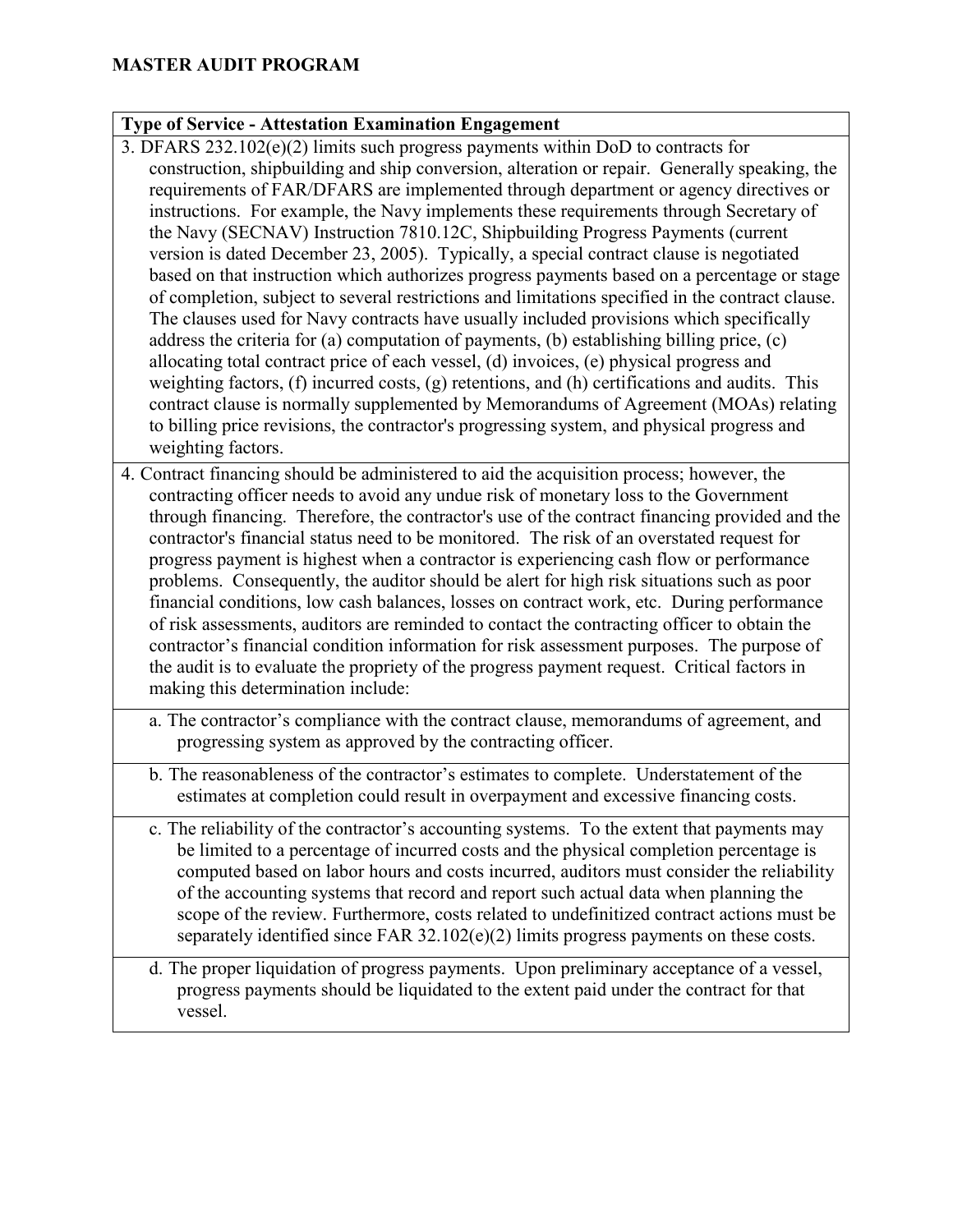## MASTER AUDIT PROGRAM

**Type of Service - Attestation Examination Engagement**

3. DFARS 232.102(e)(2) limits such progress payments within DoD to contracts for construction, shipbuilding and ship conversion, alteration or repair. Generally speaking, the requirements of FAR/DFARS are implemented through department or agency directives or instructions. For example, the Navy implements these requirements through Secretary of the Navy (SECNAV) Instruction 7810.12C, Shipbuilding Progress Payments (current version is dated December 23, 2005). Typically, a special contract clause is negotiated based on that instruction which authorizes progress payments based on a percentage or stage of completion, subject to several restrictions and limitations specified in the contract clause. The clauses used for Navy contracts have usually included provisions which specifically address the criteria for (a) computation of payments, (b) establishing billing price, (c) allocating total contract price of each vessel, (d) invoices, (e) physical progress and weighting factors, (f) incurred costs, (g) retentions, and (h) certifications and audits. This contract clause is normally supplemented by Memorandums of Agreement (MOAs) relating to billing price revisions, the contractor's progressing system, and physical progress and weighting factors.

4. Contract financing should be administered to aid the acquisition process; however, the contracting officer needs to avoid any undue risk of monetary loss to the Government through financing. Therefore, the contractor's use of the contract financing provided and the contractor's financial status need to be monitored. The risk of an overstated request for progress payment is highest when a contractor is experiencing cash flow or performance problems. Consequently, the auditor should be alert for high risk situations such as poor financial conditions, low cash balances, losses on contract work, etc. During performance of risk assessments, auditors are reminded to contact the contracting officer to obtain the contractor's financial condition information for risk assessment purposes. The purpose of the audit is to evaluate the propriety of the progress payment request. Critical factors in making this determination include:

   a. The contractor's compliance with the contract clause, memorandums of agreement, and progressing system as approved by the contracting officer.

   b. The reasonableness of the contractor's estimates to complete. Understatement of the estimates at completion could result in overpayment and excessive financing costs.

   c. The reliability of the contractor's accounting systems. To the extent that payments may be limited to a percentage of incurred costs and the physical completion percentage is computed based on labor hours and costs incurred, auditors must consider the reliability of the accounting systems that record and report such actual data when planning the scope of the review. Furthermore, costs related to undefinitized contract actions must be separately identified since FAR 32.102(e)(2) limits progress payments on these costs.

   d. The proper liquidation of progress payments. Upon preliminary acceptance of a vessel, progress payments should be liquidated to the extent paid under the contract for that vessel.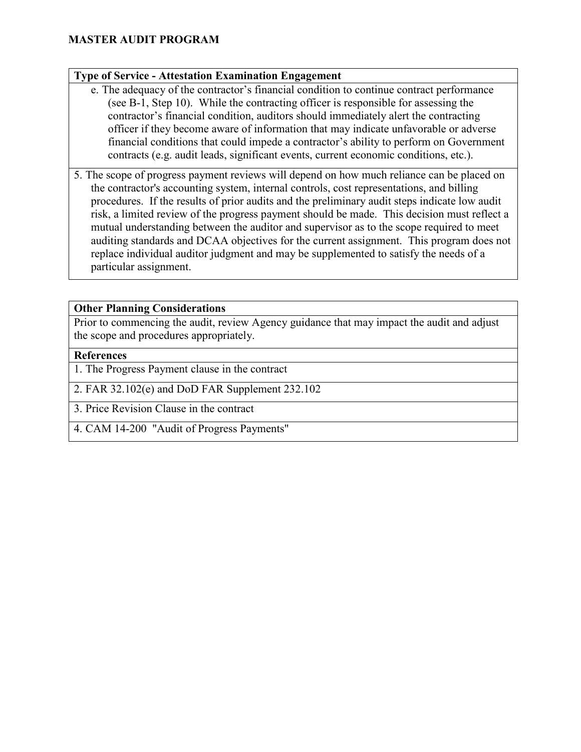**MASTER AUDIT PROGRAM**

**Type of Service - Attestation Examination Engagement**

e. The adequacy of the contractor's financial condition to continue contract performance (see B-1, Step 10). While the contracting officer is responsible for assessing the contractor's financial condition, auditors should immediately alert the contracting officer if they become aware of information that may indicate unfavorable or adverse financial conditions that could impede a contractor's ability to perform on Government contracts (e.g. audit leads, significant events, current economic conditions, etc.).

5. The scope of progress payment reviews will depend on how much reliance can be placed on the contractor's accounting system, internal controls, cost representations, and billing procedures. If the results of prior audits and the preliminary audit steps indicate low audit risk, a limited review of the progress payment should be made. This decision must reflect a mutual understanding between the auditor and supervisor as to the scope required to meet auditing standards and DCAA objectives for the current assignment. This program does not replace individual auditor judgment and may be supplemented to satisfy the needs of a particular assignment.

**Other Planning Considerations**

Prior to commencing the audit, review Agency guidance that may impact the audit and adjust the scope and procedures appropriately.

**References**

1. The Progress Payment clause in the contract
2. FAR 32.102(e) and DoD FAR Supplement 232.102
3. Price Revision Clause in the contract
4. CAM 14-200 "Audit of Progress Payments"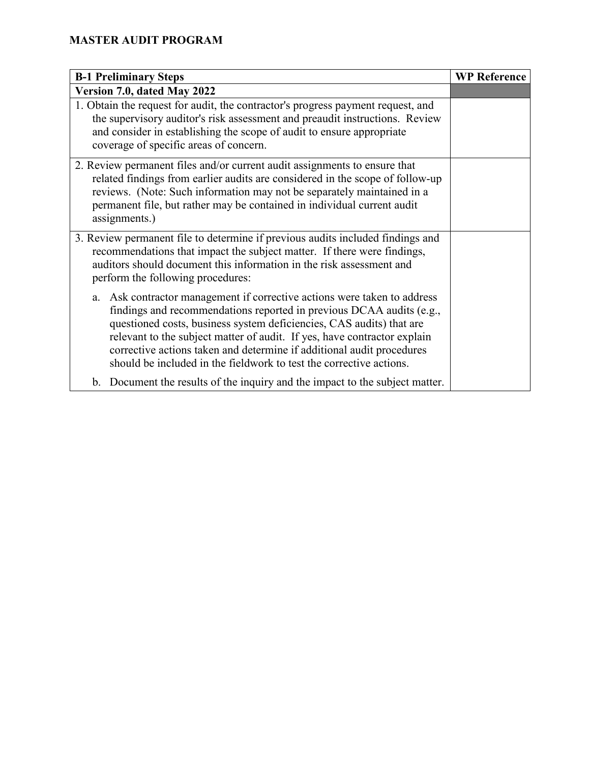**MASTER AUDIT PROGRAM**

| B-1 Preliminary Steps | WP Reference |
|---|---|
| **Version 7.0, dated May 2022** | |
| 1. Obtain the request for audit, the contractor's progress payment request, and the supervisory auditor's risk assessment and preaudit instructions. Review and consider in establishing the scope of audit to ensure appropriate coverage of specific areas of concern. | |
| 2. Review permanent files and/or current audit assignments to ensure that related findings from earlier audits are considered in the scope of follow-up reviews. (Note: Such information may not be separately maintained in a permanent file, but rather may be contained in individual current audit assignments.) | |
| 3. Review permanent file to determine if previous audits included findings and recommendations that impact the subject matter. If there were findings, auditors should document this information in the risk assessment and perform the following procedures:<br><br>a. Ask contractor management if corrective actions were taken to address findings and recommendations reported in previous DCAA audits (e.g., questioned costs, business system deficiencies, CAS audits) that are relevant to the subject matter of audit. If yes, have contractor explain corrective actions taken and determine if additional audit procedures should be included in the fieldwork to test the corrective actions.<br><br>b. Document the results of the inquiry and the impact to the subject matter. | |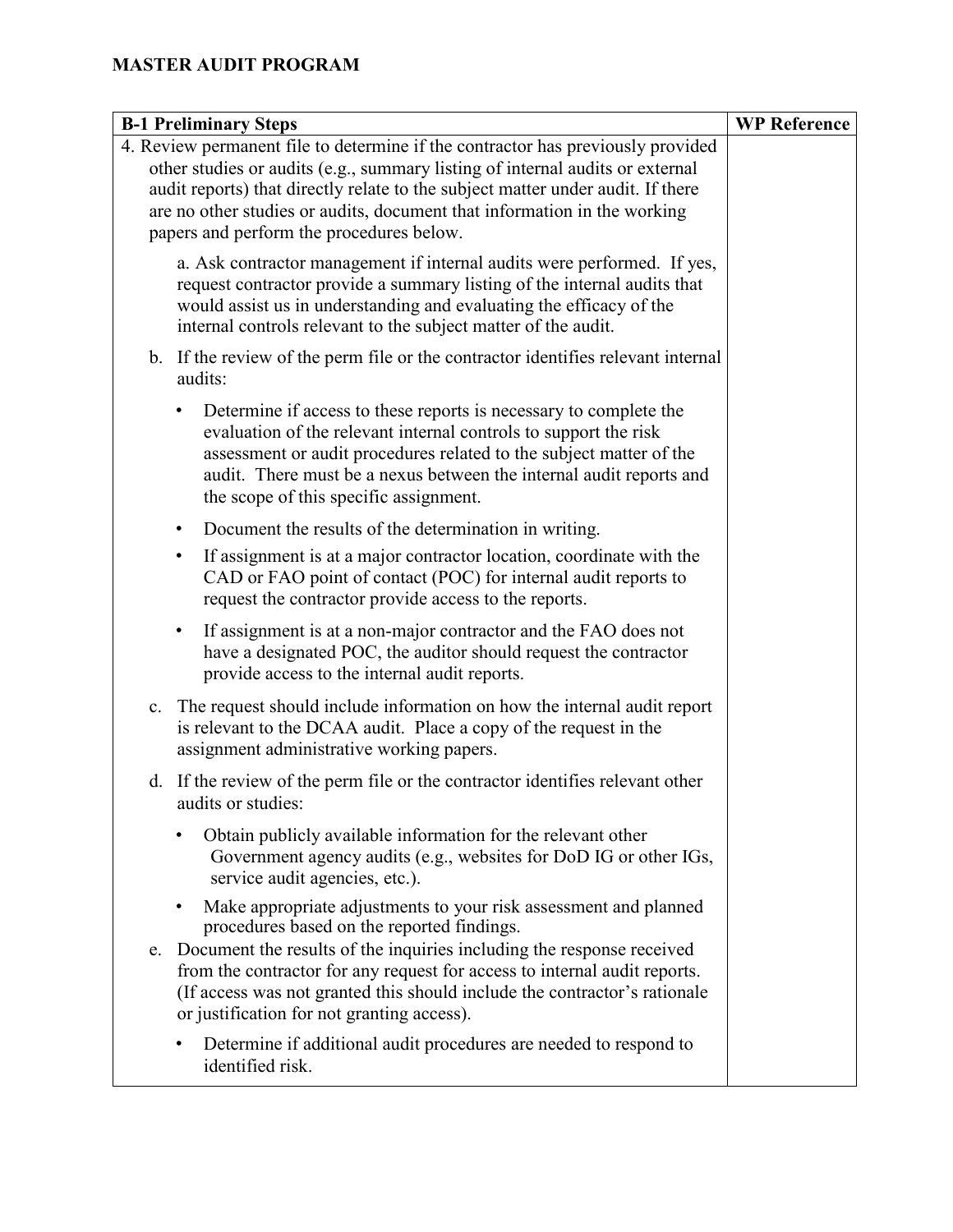# MASTER AUDIT PROGRAM

| B-1 Preliminary Steps | WP Reference |
|---|---|
| 4. Review permanent file to determine if the contractor has previously provided other studies or audits (e.g., summary listing of internal audits or external audit reports) that directly relate to the subject matter under audit. If there are no other studies or audits, document that information in the working papers and perform the procedures below.<br><br>a. Ask contractor management if internal audits were performed. If yes, request contractor provide a summary listing of the internal audits that would assist us in understanding and evaluating the efficacy of the internal controls relevant to the subject matter of the audit.<br><br>b. If the review of the perm file or the contractor identifies relevant internal audits:<br><br>• Determine if access to these reports is necessary to complete the evaluation of the relevant internal controls to support the risk assessment or audit procedures related to the subject matter of the audit. There must be a nexus between the internal audit reports and the scope of this specific assignment.<br><br>• Document the results of the determination in writing.<br><br>• If assignment is at a major contractor location, coordinate with the CAD or FAO point of contact (POC) for internal audit reports to request the contractor provide access to the reports.<br><br>• If assignment is at a non-major contractor and the FAO does not have a designated POC, the auditor should request the contractor provide access to the internal audit reports.<br><br>c. The request should include information on how the internal audit report is relevant to the DCAA audit. Place a copy of the request in the assignment administrative working papers.<br><br>d. If the review of the perm file or the contractor identifies relevant other audits or studies:<br><br>• Obtain publicly available information for the relevant other Government agency audits (e.g., websites for DoD IG or other IGs, service audit agencies, etc.).<br><br>• Make appropriate adjustments to your risk assessment and planned procedures based on the reported findings.<br><br>e. Document the results of the inquiries including the response received from the contractor for any request for access to internal audit reports. (If access was not granted this should include the contractor's rationale or justification for not granting access).<br><br>• Determine if additional audit procedures are needed to respond to identified risk. | |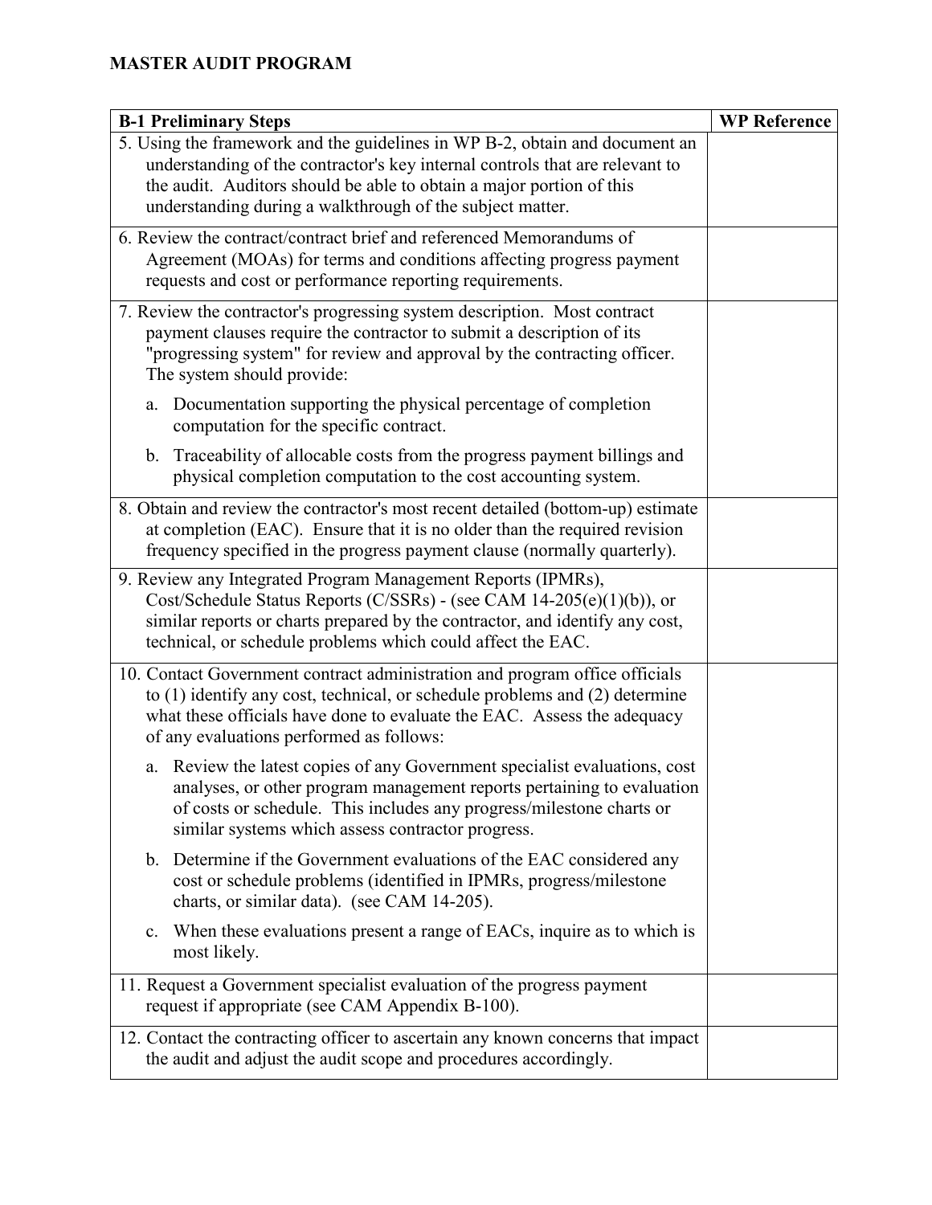**MASTER AUDIT PROGRAM**

| B-1 Preliminary Steps | WP Reference |
|---|---|
| 5. Using the framework and the guidelines in WP B-2, obtain and document an understanding of the contractor's key internal controls that are relevant to the audit. Auditors should be able to obtain a major portion of this understanding during a walkthrough of the subject matter. | |
| 6. Review the contract/contract brief and referenced Memorandums of Agreement (MOAs) for terms and conditions affecting progress payment requests and cost or performance reporting requirements. | |
| 7. Review the contractor's progressing system description. Most contract payment clauses require the contractor to submit a description of its "progressing system" for review and approval by the contracting officer. The system should provide:<br><br>a. Documentation supporting the physical percentage of completion computation for the specific contract.<br><br>b. Traceability of allocable costs from the progress payment billings and physical completion computation to the cost accounting system. | |
| 8. Obtain and review the contractor's most recent detailed (bottom-up) estimate at completion (EAC). Ensure that it is no older than the required revision frequency specified in the progress payment clause (normally quarterly). | |
| 9. Review any Integrated Program Management Reports (IPMRs), Cost/Schedule Status Reports (C/SSRs) - (see CAM 14-205(e)(1)(b)), or similar reports or charts prepared by the contractor, and identify any cost, technical, or schedule problems which could affect the EAC. | |
| 10. Contact Government contract administration and program office officials to (1) identify any cost, technical, or schedule problems and (2) determine what these officials have done to evaluate the EAC. Assess the adequacy of any evaluations performed as follows:<br><br>a. Review the latest copies of any Government specialist evaluations, cost analyses, or other program management reports pertaining to evaluation of costs or schedule. This includes any progress/milestone charts or similar systems which assess contractor progress.<br><br>b. Determine if the Government evaluations of the EAC considered any cost or schedule problems (identified in IPMRs, progress/milestone charts, or similar data). (see CAM 14-205).<br><br>c. When these evaluations present a range of EACs, inquire as to which is most likely. | |
| 11. Request a Government specialist evaluation of the progress payment request if appropriate (see CAM Appendix B-100). | |
| 12. Contact the contracting officer to ascertain any known concerns that impact the audit and adjust the audit scope and procedures accordingly. | |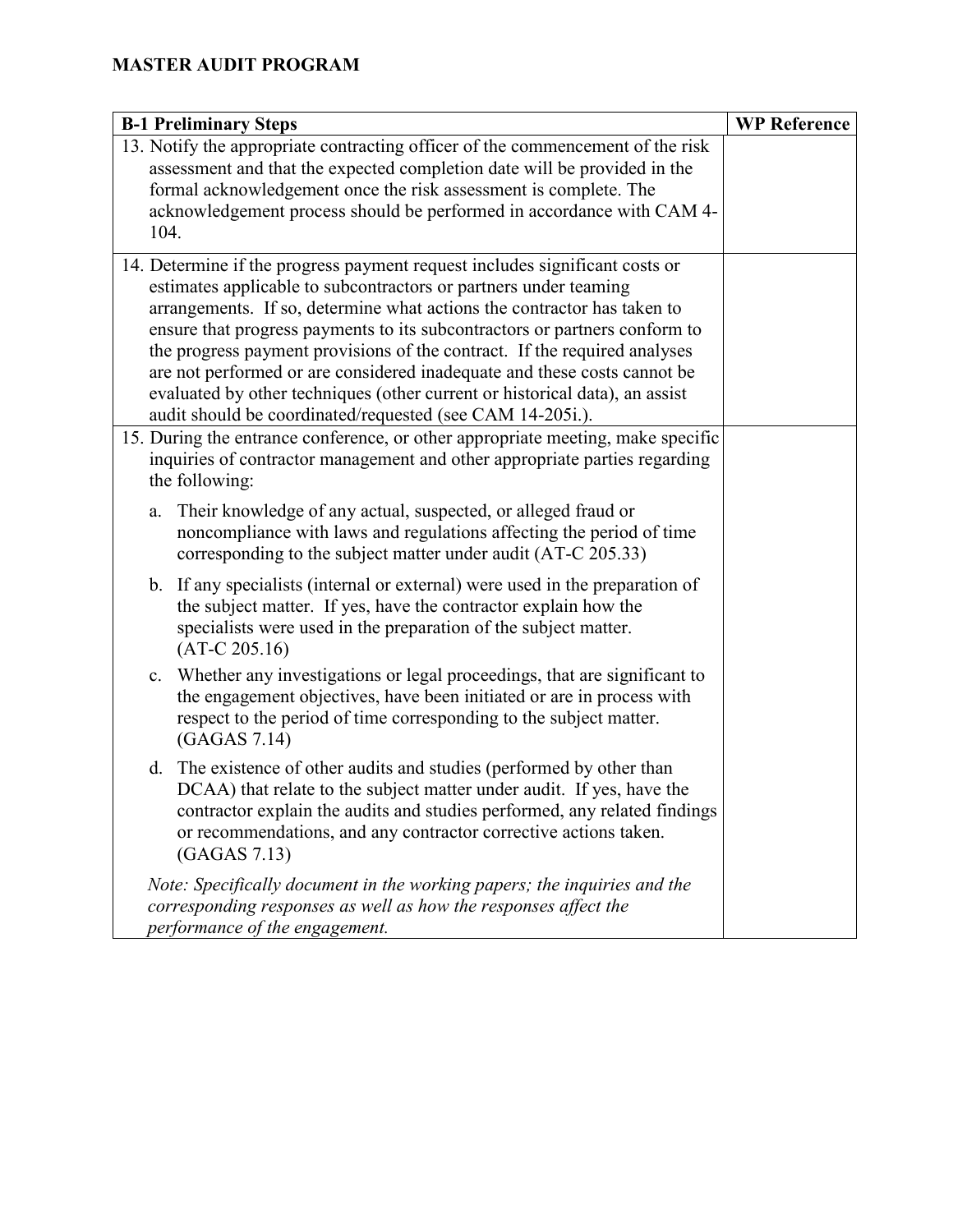**MASTER AUDIT PROGRAM**

| B-1 Preliminary Steps | WP Reference |
|---|---|
| 13. Notify the appropriate contracting officer of the commencement of the risk assessment and that the expected completion date will be provided in the formal acknowledgement once the risk assessment is complete. The acknowledgement process should be performed in accordance with CAM 4-104. | |
| 14. Determine if the progress payment request includes significant costs or estimates applicable to subcontractors or partners under teaming arrangements. If so, determine what actions the contractor has taken to ensure that progress payments to its subcontractors or partners conform to the progress payment provisions of the contract. If the required analyses are not performed or are considered inadequate and these costs cannot be evaluated by other techniques (other current or historical data), an assist audit should be coordinated/requested (see CAM 14-205i.). | |
| 15. During the entrance conference, or other appropriate meeting, make specific inquiries of contractor management and other appropriate parties regarding the following:<br><br>a. Their knowledge of any actual, suspected, or alleged fraud or noncompliance with laws and regulations affecting the period of time corresponding to the subject matter under audit (AT-C 205.33)<br><br>b. If any specialists (internal or external) were used in the preparation of the subject matter. If yes, have the contractor explain how the specialists were used in the preparation of the subject matter. (AT-C 205.16)<br><br>c. Whether any investigations or legal proceedings, that are significant to the engagement objectives, have been initiated or are in process with respect to the period of time corresponding to the subject matter. (GAGAS 7.14)<br><br>d. The existence of other audits and studies (performed by other than DCAA) that relate to the subject matter under audit. If yes, have the contractor explain the audits and studies performed, any related findings or recommendations, and any contractor corrective actions taken. (GAGAS 7.13)<br><br>*Note: Specifically document in the working papers; the inquiries and the corresponding responses as well as how the responses affect the performance of the engagement.* | |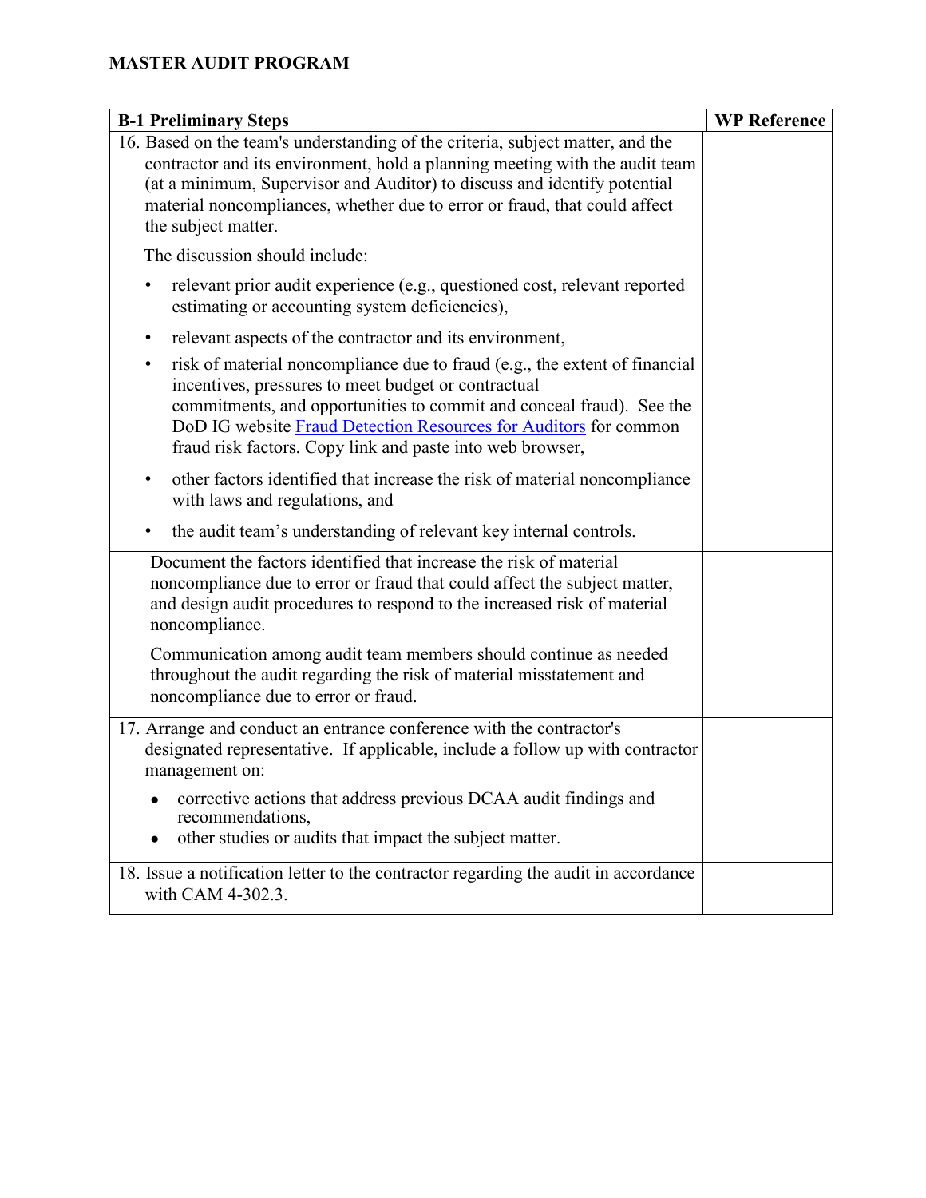**MASTER AUDIT PROGRAM**

| B-1 Preliminary Steps | WP Reference |
|---|---|
| 16. Based on the team's understanding of the criteria, subject matter, and the contractor and its environment, hold a planning meeting with the audit team (at a minimum, Supervisor and Auditor) to discuss and identify potential material noncompliances, whether due to error or fraud, that could affect the subject matter.<br><br>The discussion should include:<br><br>• relevant prior audit experience (e.g., questioned cost, relevant reported estimating or accounting system deficiencies),<br>• relevant aspects of the contractor and its environment,<br>• risk of material noncompliance due to fraud (e.g., the extent of financial incentives, pressures to meet budget or contractual commitments, and opportunities to commit and conceal fraud). See the DoD IG website Fraud Detection Resources for Auditors for common fraud risk factors. Copy link and paste into web browser,<br>• other factors identified that increase the risk of material noncompliance with laws and regulations, and<br>• the audit team's understanding of relevant key internal controls. | |
| Document the factors identified that increase the risk of material noncompliance due to error or fraud that could affect the subject matter, and design audit procedures to respond to the increased risk of material noncompliance.<br><br>Communication among audit team members should continue as needed throughout the audit regarding the risk of material misstatement and noncompliance due to error or fraud. | |
| 17. Arrange and conduct an entrance conference with the contractor's designated representative. If applicable, include a follow up with contractor management on:<br><br>• corrective actions that address previous DCAA audit findings and recommendations,<br>• other studies or audits that impact the subject matter. | |
| 18. Issue a notification letter to the contractor regarding the audit in accordance with CAM 4-302.3. | |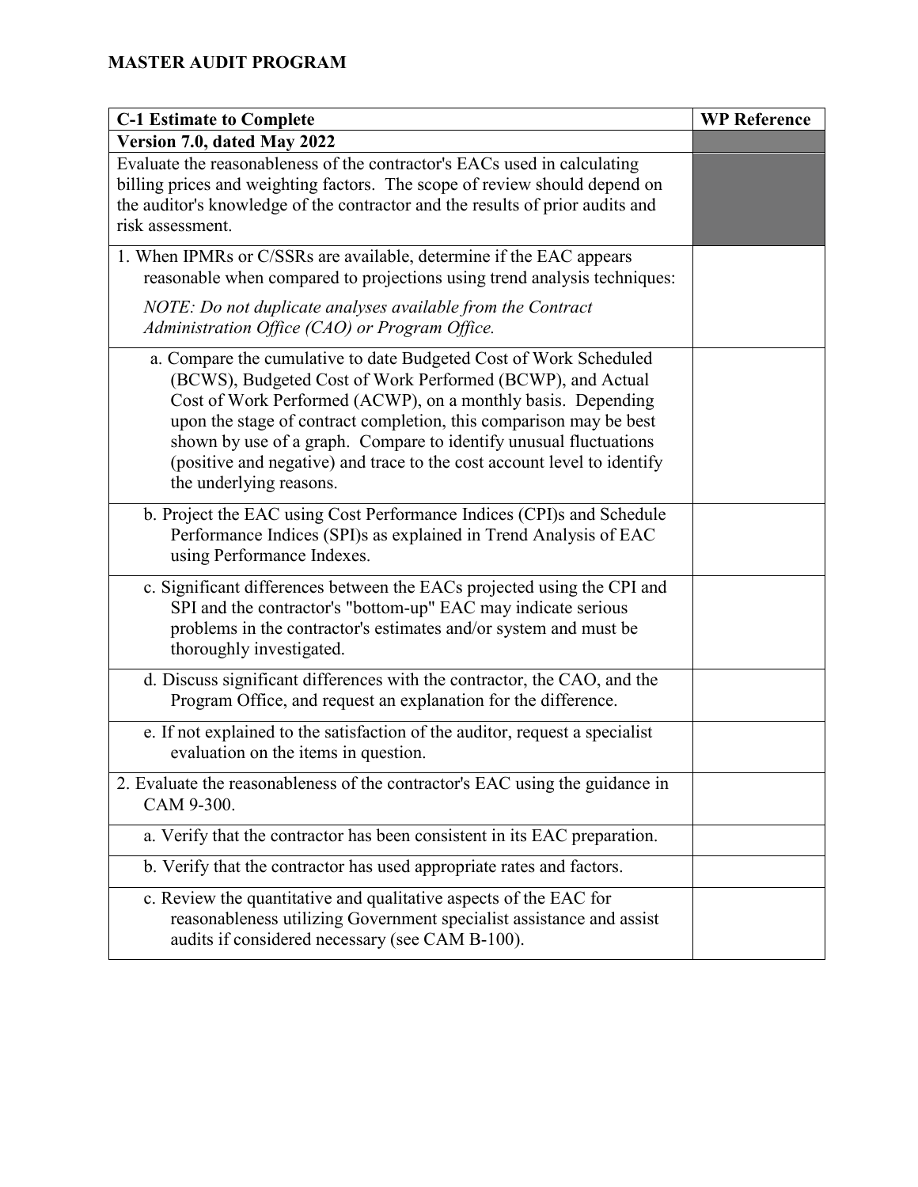## MASTER AUDIT PROGRAM

| C-1 Estimate to Complete | WP Reference |
|---|---|
| **Version 7.0, dated May 2022** | |
| Evaluate the reasonableness of the contractor's EACs used in calculating billing prices and weighting factors. The scope of review should depend on the auditor's knowledge of the contractor and the results of prior audits and risk assessment. | |
| 1. When IPMRs or C/SSRs are available, determine if the EAC appears reasonable when compared to projections using trend analysis techniques:<br><br>*NOTE: Do not duplicate analyses available from the Contract Administration Office (CAO) or Program Office.* | |
| a. Compare the cumulative to date Budgeted Cost of Work Scheduled (BCWS), Budgeted Cost of Work Performed (BCWP), and Actual Cost of Work Performed (ACWP), on a monthly basis. Depending upon the stage of contract completion, this comparison may be best shown by use of a graph. Compare to identify unusual fluctuations (positive and negative) and trace to the cost account level to identify the underlying reasons. | |
| b. Project the EAC using Cost Performance Indices (CPI)s and Schedule Performance Indices (SPI)s as explained in Trend Analysis of EAC using Performance Indexes. | |
| c. Significant differences between the EACs projected using the CPI and SPI and the contractor's "bottom-up" EAC may indicate serious problems in the contractor's estimates and/or system and must be thoroughly investigated. | |
| d. Discuss significant differences with the contractor, the CAO, and the Program Office, and request an explanation for the difference. | |
| e. If not explained to the satisfaction of the auditor, request a specialist evaluation on the items in question. | |
| 2. Evaluate the reasonableness of the contractor's EAC using the guidance in CAM 9-300. | |
| a. Verify that the contractor has been consistent in its EAC preparation. | |
| b. Verify that the contractor has used appropriate rates and factors. | |
| c. Review the quantitative and qualitative aspects of the EAC for reasonableness utilizing Government specialist assistance and assist audits if considered necessary (see CAM B-100). | |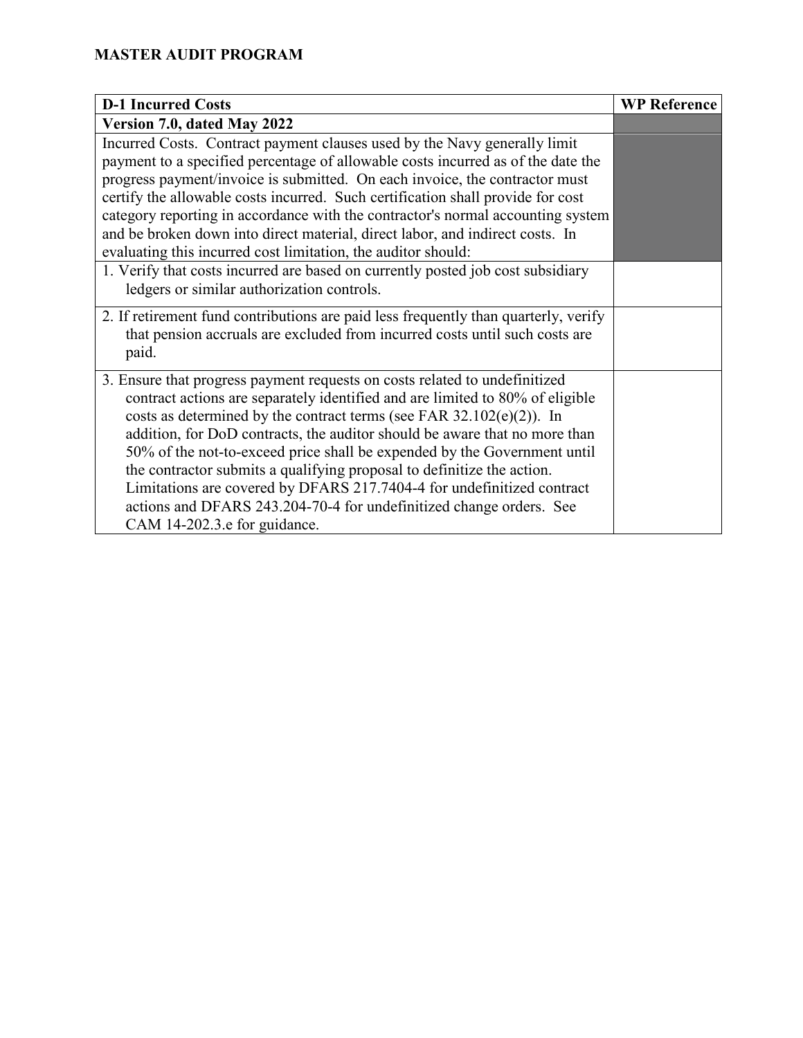**MASTER AUDIT PROGRAM**

| D-1 Incurred Costs | WP Reference |
|---|---|
| **Version 7.0, dated May 2022** | |
| Incurred Costs. Contract payment clauses used by the Navy generally limit payment to a specified percentage of allowable costs incurred as of the date the progress payment/invoice is submitted. On each invoice, the contractor must certify the allowable costs incurred. Such certification shall provide for cost category reporting in accordance with the contractor's normal accounting system and be broken down into direct material, direct labor, and indirect costs. In evaluating this incurred cost limitation, the auditor should: | |
| 1. Verify that costs incurred are based on currently posted job cost subsidiary ledgers or similar authorization controls. | |
| 2. If retirement fund contributions are paid less frequently than quarterly, verify that pension accruals are excluded from incurred costs until such costs are paid. | |
| 3. Ensure that progress payment requests on costs related to undefinitized contract actions are separately identified and are limited to 80% of eligible costs as determined by the contract terms (see FAR 32.102(e)(2)). In addition, for DoD contracts, the auditor should be aware that no more than 50% of the not-to-exceed price shall be expended by the Government until the contractor submits a qualifying proposal to definitize the action. Limitations are covered by DFARS 217.7404-4 for undefinitized contract actions and DFARS 243.204-70-4 for undefinitized change orders. See CAM 14-202.3.e for guidance. | |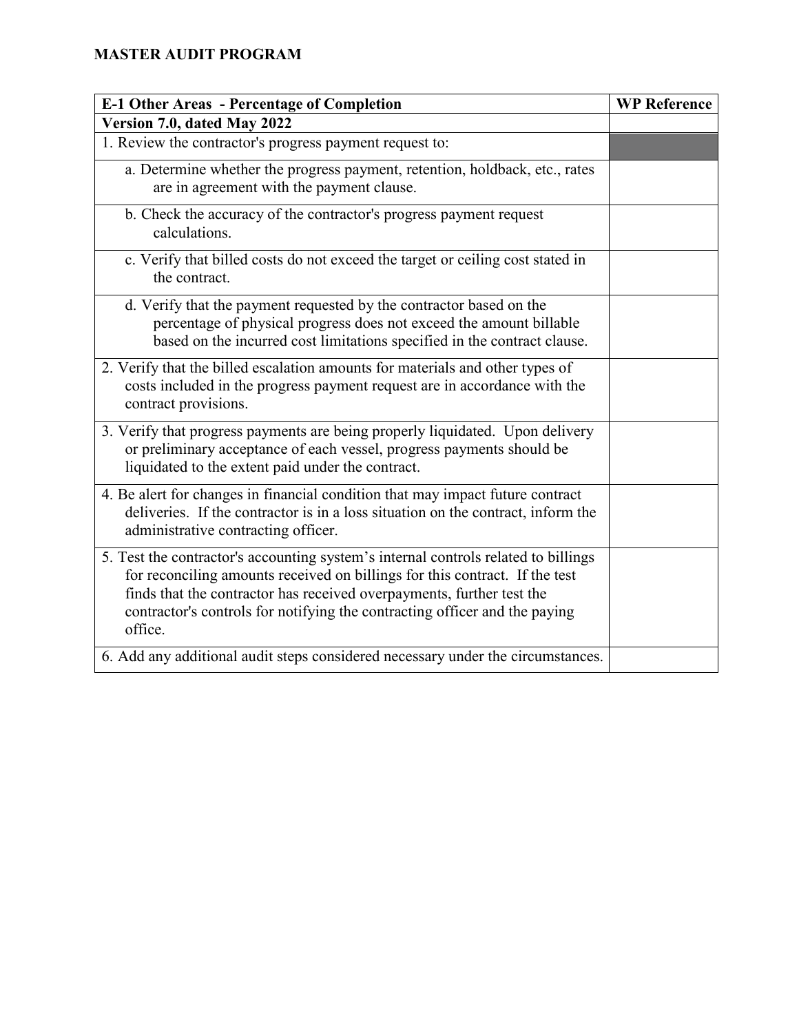**MASTER AUDIT PROGRAM**

| E-1 Other Areas - Percentage of Completion | WP Reference |
|---|---|
| **Version 7.0, dated May 2022** | |
| 1. Review the contractor's progress payment request to: | |
| a. Determine whether the progress payment, retention, holdback, etc., rates are in agreement with the payment clause. | |
| b. Check the accuracy of the contractor's progress payment request calculations. | |
| c. Verify that billed costs do not exceed the target or ceiling cost stated in the contract. | |
| d. Verify that the payment requested by the contractor based on the percentage of physical progress does not exceed the amount billable based on the incurred cost limitations specified in the contract clause. | |
| 2. Verify that the billed escalation amounts for materials and other types of costs included in the progress payment request are in accordance with the contract provisions. | |
| 3. Verify that progress payments are being properly liquidated. Upon delivery or preliminary acceptance of each vessel, progress payments should be liquidated to the extent paid under the contract. | |
| 4. Be alert for changes in financial condition that may impact future contract deliveries. If the contractor is in a loss situation on the contract, inform the administrative contracting officer. | |
| 5. Test the contractor's accounting system's internal controls related to billings for reconciling amounts received on billings for this contract. If the test finds that the contractor has received overpayments, further test the contractor's controls for notifying the contracting officer and the paying office. | |
| 6. Add any additional audit steps considered necessary under the circumstances. | |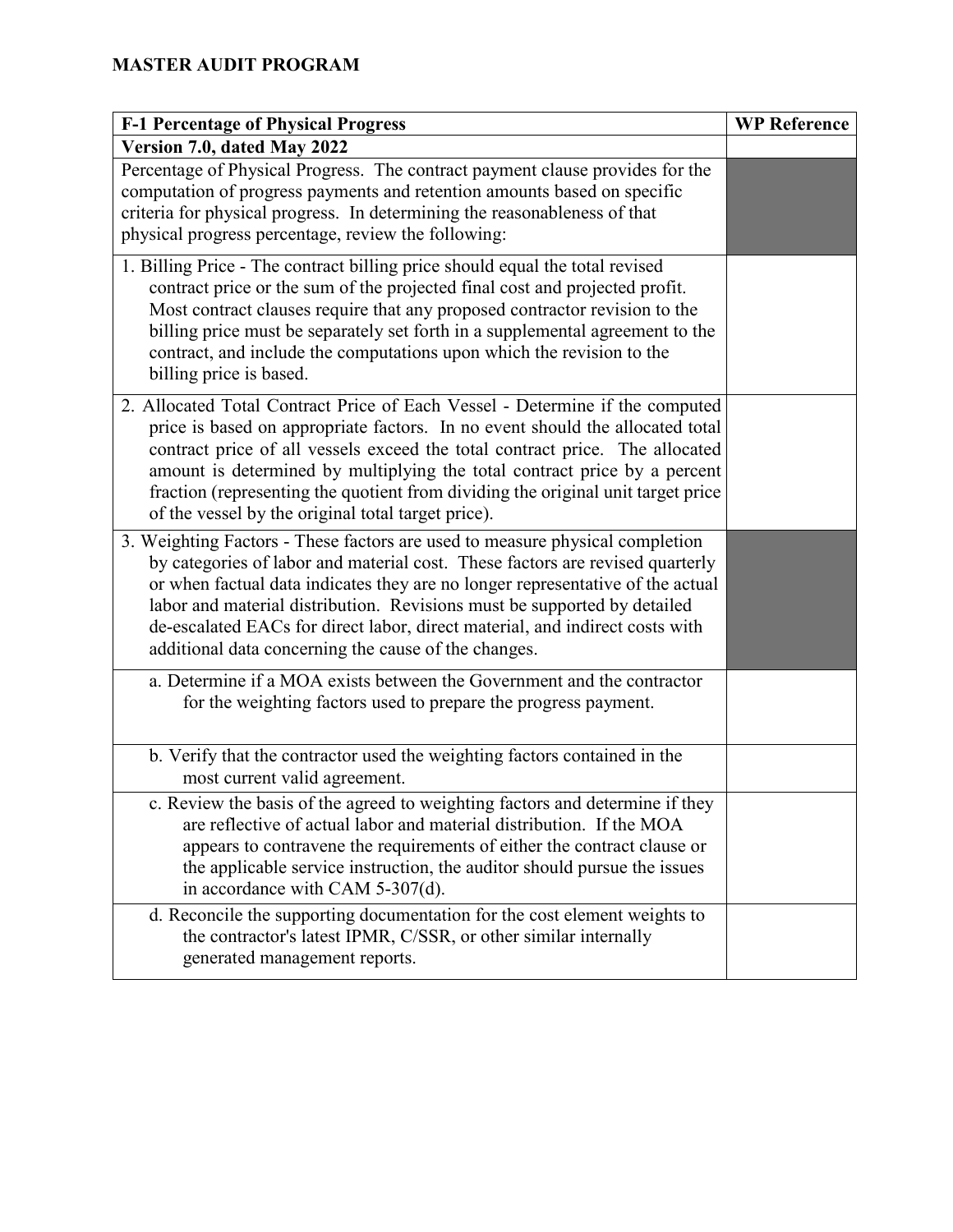**MASTER AUDIT PROGRAM**

| F-1 Percentage of Physical Progress | WP Reference |
|---|---|
| **Version 7.0, dated May 2022** | |
| Percentage of Physical Progress. The contract payment clause provides for the computation of progress payments and retention amounts based on specific criteria for physical progress. In determining the reasonableness of that physical progress percentage, review the following: | |
| 1. Billing Price - The contract billing price should equal the total revised contract price or the sum of the projected final cost and projected profit. Most contract clauses require that any proposed contractor revision to the billing price must be separately set forth in a supplemental agreement to the contract, and include the computations upon which the revision to the billing price is based. | |
| 2. Allocated Total Contract Price of Each Vessel - Determine if the computed price is based on appropriate factors. In no event should the allocated total contract price of all vessels exceed the total contract price. The allocated amount is determined by multiplying the total contract price by a percent fraction (representing the quotient from dividing the original unit target price of the vessel by the original total target price). | |
| 3. Weighting Factors - These factors are used to measure physical completion by categories of labor and material cost. These factors are revised quarterly or when factual data indicates they are no longer representative of the actual labor and material distribution. Revisions must be supported by detailed de-escalated EACs for direct labor, direct material, and indirect costs with additional data concerning the cause of the changes. | |
| a. Determine if a MOA exists between the Government and the contractor for the weighting factors used to prepare the progress payment. | |
| b. Verify that the contractor used the weighting factors contained in the most current valid agreement. | |
| c. Review the basis of the agreed to weighting factors and determine if they are reflective of actual labor and material distribution. If the MOA appears to contravene the requirements of either the contract clause or the applicable service instruction, the auditor should pursue the issues in accordance with CAM 5-307(d). | |
| d. Reconcile the supporting documentation for the cost element weights to the contractor's latest IPMR, C/SSR, or other similar internally generated management reports. | |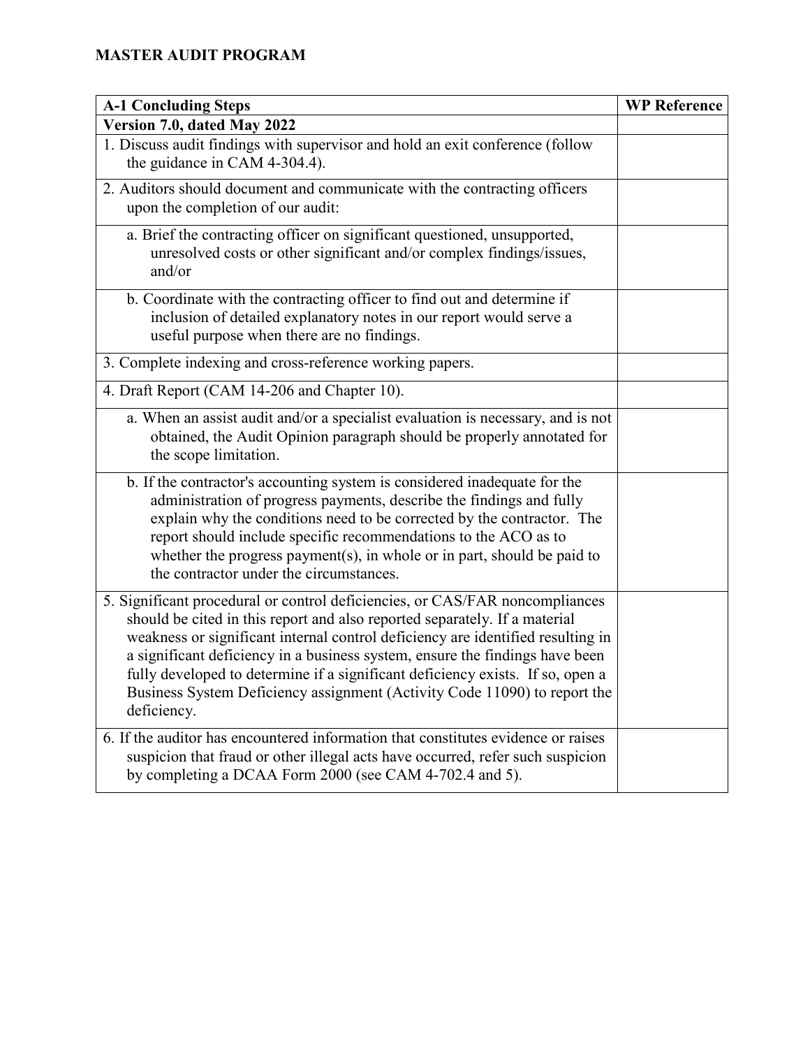**MASTER AUDIT PROGRAM**

| A-1 Concluding Steps | WP Reference |
|---|---|
| **Version 7.0, dated May 2022** | |
| 1. Discuss audit findings with supervisor and hold an exit conference (follow the guidance in CAM 4-304.4). | |
| 2. Auditors should document and communicate with the contracting officers upon the completion of our audit: | |
| a. Brief the contracting officer on significant questioned, unsupported, unresolved costs or other significant and/or complex findings/issues, and/or | |
| b. Coordinate with the contracting officer to find out and determine if inclusion of detailed explanatory notes in our report would serve a useful purpose when there are no findings. | |
| 3. Complete indexing and cross-reference working papers. | |
| 4. Draft Report (CAM 14-206 and Chapter 10). | |
| a. When an assist audit and/or a specialist evaluation is necessary, and is not obtained, the Audit Opinion paragraph should be properly annotated for the scope limitation. | |
| b. If the contractor's accounting system is considered inadequate for the administration of progress payments, describe the findings and fully explain why the conditions need to be corrected by the contractor. The report should include specific recommendations to the ACO as to whether the progress payment(s), in whole or in part, should be paid to the contractor under the circumstances. | |
| 5. Significant procedural or control deficiencies, or CAS/FAR noncompliances should be cited in this report and also reported separately. If a material weakness or significant internal control deficiency are identified resulting in a significant deficiency in a business system, ensure the findings have been fully developed to determine if a significant deficiency exists. If so, open a Business System Deficiency assignment (Activity Code 11090) to report the deficiency. | |
| 6. If the auditor has encountered information that constitutes evidence or raises suspicion that fraud or other illegal acts have occurred, refer such suspicion by completing a DCAA Form 2000 (see CAM 4-702.4 and 5). | |